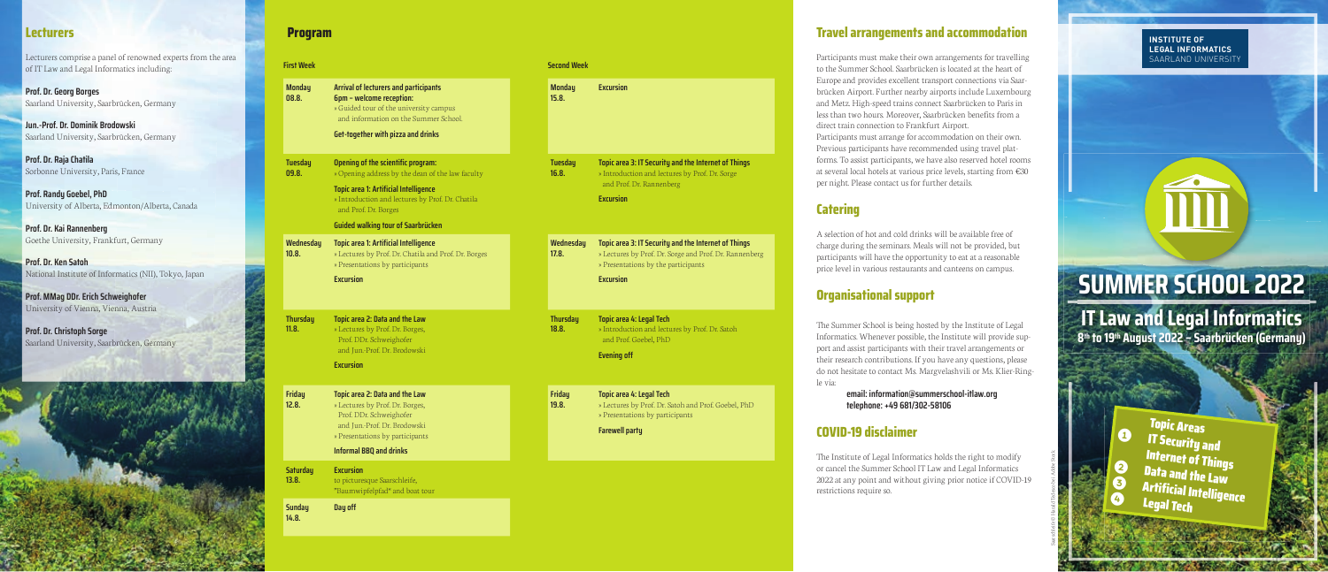## Lecturers

Lecturers comprise a panel of renowned experts from the area of IT Law and Legal Informatics including:

**Prof. Dr. Georg Borges**
Saarland University, Saarbrücken, Germany

**Jun.-Prof. Dr. Dominik Brodowski**
Saarland University, Saarbrücken, Germany

**Prof. Dr. Raja Chatila**
Sorbonne University, Paris, France

**Prof. Randy Goebel, PhD**
University of Alberta, Edmonton/Alberta, Canada

**Prof. Dr. Kai Rannenberg**
Goethe University, Frankfurt, Germany

**Prof. Dr. Ken Satoh**
National Institute of Informatics (NII), Tokyo, Japan

**Prof. MMag DDr. Erich Schweighofer**
University of Vienna, Vienna, Austria

**Prof. Dr. Christoph Sorge**
Saarland University, Saarbrücken, Germany

## Program

### First Week

| | |
|---|---|
| **Monday 08.8.** | **Arrival of lecturers and participants**<br>**6pm – welcome reception:**<br>» Guided tour of the university campus and information on the Summer School.<br>**Get-together with pizza and drinks** |
| **Tuesday 09.8.** | **Opening of the scientific program:**<br>» Opening address by the dean of the law faculty<br>**Topic area 1: Artificial Intelligence**<br>» Introduction and lectures by Prof. Dr. Chatila and Prof. Dr. Borges<br>**Guided walking tour of Saarbrücken** |
| **Wednesday 10.8.** | **Topic area 1: Artificial Intelligence**<br>» Lectures by Prof. Dr. Chatila and Prof. Dr. Borges<br>» Presentations by participants<br>**Excursion** |
| **Thursday 11.8.** | **Topic area 2: Data and the Law**<br>» Lectures by Prof. Dr. Borges, Prof. DDr. Schweighofer and Jun.-Prof. Dr. Brodowski<br>**Excursion** |
| **Friday 12.8.** | **Topic area 2: Data and the Law**<br>» Lectures by Prof. Dr. Borges, Prof. DDr. Schweighofer and Jun.-Prof. Dr. Brodowski<br>» Presentations by participants<br>**Informal BBQ and drinks** |
| **Saturday 13.8.** | **Excursion**<br>to picturesque Saarschleife, "Baumwipfelpfad" and boat tour |
| **Sunday 14.8.** | **Day off** |

### Second Week

| | |
|---|---|
| **Monday 15.8.** | **Excursion** |
| **Tuesday 16.8.** | **Topic area 3: IT Security and the Internet of Things**<br>» Introduction and lectures by Prof. Dr. Sorge and Prof. Dr. Rannenberg<br>**Excursion** |
| **Wednesday 17.8.** | **Topic area 3: IT Security and the Internet of Things**<br>» Lectures by Prof. Dr. Sorge and Prof. Dr. Rannenberg<br>» Presentations by the participants<br>**Excursion** |
| **Thursday 18.8.** | **Topic area 4: Legal Tech**<br>» Introduction and lectures by Prof. Dr. Satoh and Prof. Goebel, PhD<br>**Evening off** |
| **Friday 19.8.** | **Topic area 4: Legal Tech**<br>» Lectures by Prof. Dr. Satoh and Prof. Goebel, PhD<br>» Presentations by participants<br>**Farewell party** |

## Travel arrangements and accommodation

Participants must make their own arrangements for travelling to the Summer School. Saarbrücken is located at the heart of Europe and provides excellent transport connections via Saarbrücken Airport. Further nearby airports include Luxembourg and Metz. High-speed trains connect Saarbrücken to Paris in less than two hours. Moreover, Saarbrücken benefits from a direct train connection to Frankfurt Airport.
Participants must arrange for accommodation on their own. Previous participants have recommended using travel platforms. To assist participants, we have also reserved hotel rooms at several local hotels at various price levels, starting from €30 per night. Please contact us for further details.

## Catering

A selection of hot and cold drinks will be available free of charge during the seminars. Meals will not be provided, but participants will have the opportunity to eat at a reasonable price level in various restaurants and canteens on campus.

## Organisational support

The Summer School is being hosted by the Institute of Legal Informatics. Whenever possible, the Institute will provide support and assist participants with their travel arrangements or their research contributions. If you have any questions, please do not hesitate to contact Ms. Margvelashvili or Ms. Klier-Ringle via:

**email: information@summerschool-itlaw.org**
**telephone: +49 681/302-58106**

## COVID-19 disclaimer

The Institute of Legal Informatics holds the right to modify or cancel the Summer School IT Law and Legal Informatics 2022 at any point and without giving prior notice if COVID-19 restrictions require so.

**INSTITUTE OF LEGAL INFORMATICS**
SAARLAND UNIVERSITY

# SUMMER SCHOOL 2022

## IT Law and Legal Informatics

**8th to 19th August 2022 – Saarbrücken (Germany)**

**Topic Areas**
1. IT Security and Internet of Things
2. Data and the Law
3. Artificial Intelligence
4. Legal Tech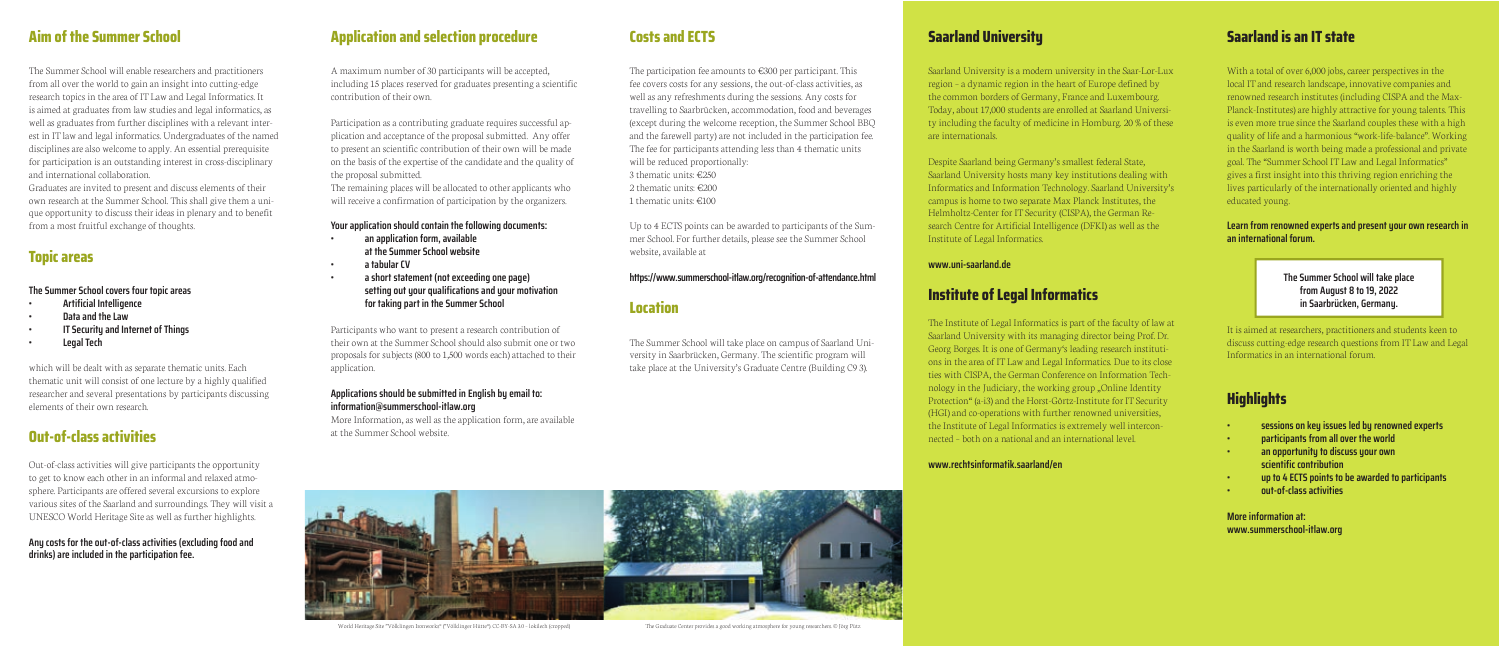## Aim of the Summer School

The Summer School will enable researchers and practitioners from all over the world to gain an insight into cutting-edge research topics in the area of IT Law and Legal Informatics. It is aimed at graduates from law studies and legal informatics, as well as graduates from further disciplines with a relevant interest in IT law and legal informatics. Undergraduates of the named disciplines are also welcome to apply. An essential prerequisite for participation is an outstanding interest in cross-disciplinary and international collaboration.

Graduates are invited to present and discuss elements of their own research at the Summer School. This shall give them a unique opportunity to discuss their ideas in plenary and to benefit from a most fruitful exchange of thoughts.

## Topic areas

**The Summer School covers four topic areas**

- **Artificial Intelligence**
- **Data and the Law**
- **IT Security and Internet of Things**
- **Legal Tech**

which will be dealt with as separate thematic units. Each thematic unit will consist of one lecture by a highly qualified researcher and several presentations by participants discussing elements of their own research.

## Out-of-class activities

Out-of-class activities will give participants the opportunity to get to know each other in an informal and relaxed atmosphere. Participants are offered several excursions to explore various sites of the Saarland and surroundings. They will visit a UNESCO World Heritage Site as well as further highlights.

**Any costs for the out-of-class activities (excluding food and drinks) are included in the participation fee.**

## Application and selection procedure

A maximum number of 30 participants will be accepted, including 15 places reserved for graduates presenting a scientific contribution of their own.

Participation as a contributing graduate requires successful application and acceptance of the proposal submitted. Any offer to present an scientific contribution of their own will be made on the basis of the expertise of the candidate and the quality of the proposal submitted.

The remaining places will be allocated to other applicants who will receive a confirmation of participation by the organizers.

**Your application should contain the following documents:**

- **an application form, available at the Summer School website**
- **a tabular CV**
- **a short statement (not exceeding one page) setting out your qualifications and your motivation for taking part in the Summer School**

Participants who want to present a research contribution of their own at the Summer School should also submit one or two proposals for subjects (800 to 1,500 words each) attached to their application.

**Applications should be submitted in English by email to: information@summerschool-itlaw.org**

More Information, as well as the application form, are available at the Summer School website.

## Costs and ECTS

The participation fee amounts to €300 per participant. This fee covers costs for any sessions, the out-of-class activities, as well as any refreshments during the sessions. Any costs for travelling to Saarbrücken, accommodation, food and beverages (except during the welcome reception, the Summer School BBQ and the farewell party) are not included in the participation fee. The fee for participants attending less than 4 thematic units will be reduced proportionally:

3 thematic units: €250
2 thematic units: €200
1 thematic units: €100

Up to 4 ECTS points can be awarded to participants of the Summer School. For further details, please see the Summer School website, available at

**https://www.summerschool-itlaw.org/recognition-of-attendance.html**

## Location

The Summer School will take place on campus of Saarland University in Saarbrücken, Germany. The scientific program will take place at the University's Graduate Centre (Building C9 3).

World Heritage Site "Völklingen Ironworks" ("Völklinger Hütte") CC BY-SA 3.0 - Jokilech (cropped)

The Graduate Center provides a good working atmosphere for young researchers. © Jörg Pütz

## Saarland University

Saarland University is a modern university in the Saar-Lor-Lux region – a dynamic region in the heart of Europe defined by the common borders of Germany, France and Luxembourg. Today, about 17,000 students are enrolled at Saarland University including the faculty of medicine in Homburg. 20 % of these are internationals.

Despite Saarland being Germany's smallest federal State, Saarland University hosts many key institutions dealing with Informatics and Information Technology. Saarland University's campus is home to two separate Max Planck Institutes, the Helmholtz-Center for IT Security (CISPA), the German Research Centre for Artificial Intelligence (DFKI) as well as the Institute of Legal Informatics.

**www.uni-saarland.de**

## Institute of Legal Informatics

The Institute of Legal Informatics is part of the faculty of law at Saarland University with its managing director being Prof. Dr. Georg Borges. It is one of Germany's leading research institutions in the area of IT Law and Legal Informatics. Due to its close ties with CISPA, the German Conference on Information Technology in the Judiciary, the working group „Online Identity Protection" (a-i3) and the Horst-Görtz-Institute for IT Security (HGI) and co-operations with further renowned universities, the Institute of Legal Informatics is extremely well interconnected – both on a national and an international level.

**www.rechtsinformatik.saarland/en**

## Saarland is an IT state

With a total of over 6,000 jobs, career perspectives in the local IT and research landscape, innovative companies and renowned research institutes (including CISPA and the Max-Planck-Institutes) are highly attractive for young talents. This is even more true since the Saarland couples these with a high quality of life and a harmonious "work-life-balance". Working in the Saarland is worth being made a professional and private goal. The "Summer School IT Law and Legal Informatics" gives a first insight into this thriving region enriching the lives particularly of the internationally oriented and highly educated young.

**Learn from renowned experts and present your own research in an international forum.**

**The Summer School will take place from August 8 to 19, 2022 in Saarbrücken, Germany.**

It is aimed at researchers, practitioners and students keen to discuss cutting-edge research questions from IT Law and Legal Informatics in an international forum.

## Highlights

- **sessions on key issues led by renowned experts**
- **participants from all over the world**
- **an opportunity to discuss your own scientific contribution**
- **up to 4 ECTS points to be awarded to participants**
- **out-of-class activities**

**More information at: www.summerschool-itlaw.org**